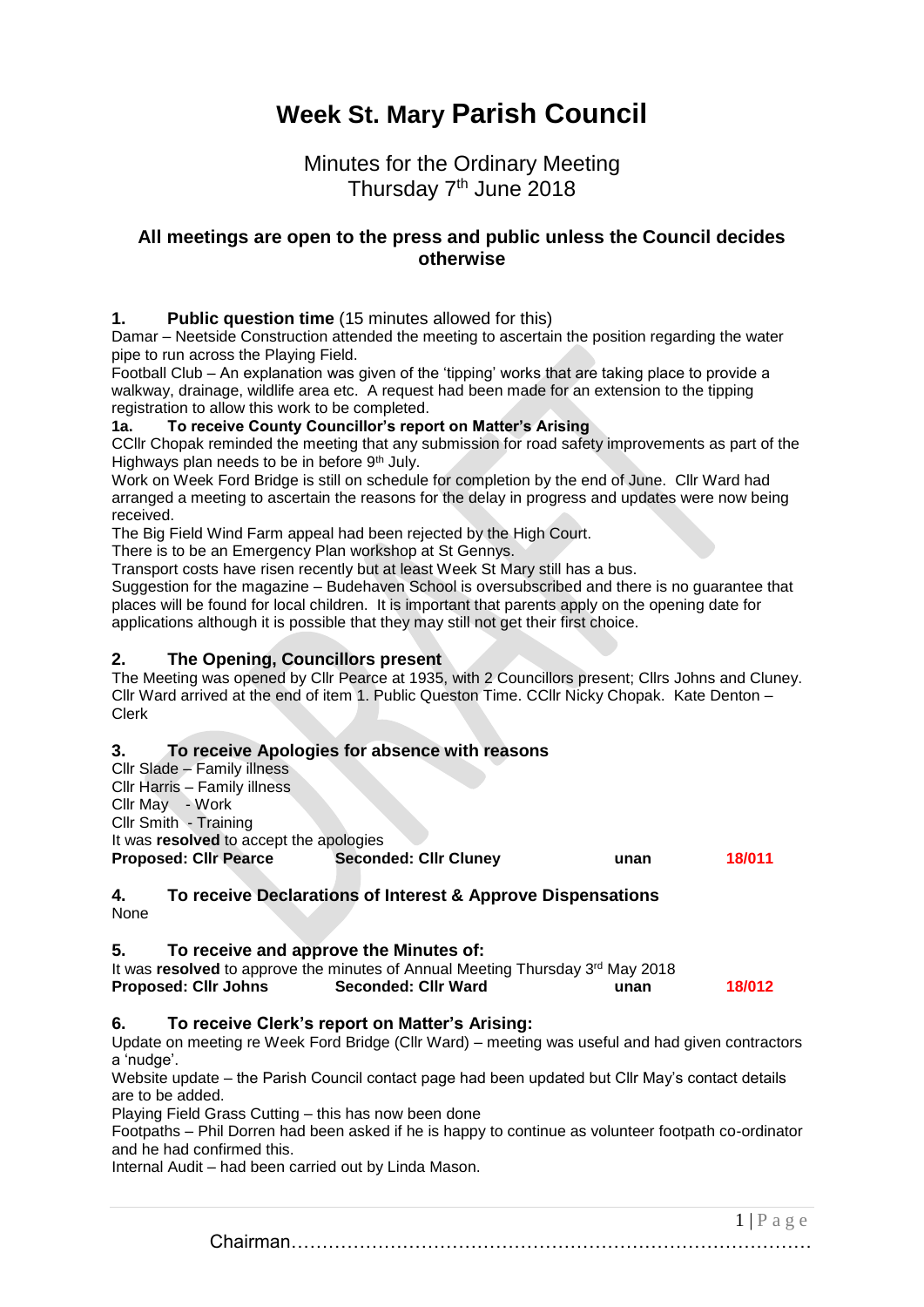# Week St. Mary Parish Council

Minutes for the Ordinary Meeting
Thursday 7th June 2018

### All meetings are open to the press and public unless the Council decides otherwise

## 1. Public question time (15 minutes allowed for this)

Damar – Neetside Construction attended the meeting to ascertain the position regarding the water pipe to run across the Playing Field.

Football Club – An explanation was given of the 'tipping' works that are taking place to provide a walkway, drainage, wildlife area etc. A request had been made for an extension to the tipping registration to allow this work to be completed.

### 1a. To receive County Councillor's report on Matter's Arising

CCllr Chopak reminded the meeting that any submission for road safety improvements as part of the Highways plan needs to be in before 9th July.

Work on Week Ford Bridge is still on schedule for completion by the end of June. Cllr Ward had arranged a meeting to ascertain the reasons for the delay in progress and updates were now being received.

The Big Field Wind Farm appeal had been rejected by the High Court.

There is to be an Emergency Plan workshop at St Gennys.

Transport costs have risen recently but at least Week St Mary still has a bus.

Suggestion for the magazine – Budehaven School is oversubscribed and there is no guarantee that places will be found for local children. It is important that parents apply on the opening date for applications although it is possible that they may still not get their first choice.

## 2. The Opening, Councillors present

The Meeting was opened by Cllr Pearce at 1935, with 2 Councillors present; Cllrs Johns and Cluney. Cllr Ward arrived at the end of item 1. Public Queston Time. CCllr Nicky Chopak. Kate Denton – Clerk

## 3. To receive Apologies for absence with reasons

Cllr Slade – Family illness
Cllr Harris – Family illness
Cllr May - Work
Cllr Smith - Training

It was **resolved** to accept the apologies

**Proposed: Cllr Pearce** | **Seconded: Cllr Cluney** | **unan** | **18/011**

## 4. To receive Declarations of Interest & Approve Dispensations

None

## 5. To receive and approve the Minutes of:

It was **resolved** to approve the minutes of Annual Meeting Thursday 3rd May 2018

**Proposed: Cllr Johns** | **Seconded: Cllr Ward** | **unan** | **18/012**

## 6. To receive Clerk's report on Matter's Arising:

Update on meeting re Week Ford Bridge (Cllr Ward) – meeting was useful and had given contractors a 'nudge'.

Website update – the Parish Council contact page had been updated but Cllr May's contact details are to be added.

Playing Field Grass Cutting – this has now been done

Footpaths – Phil Dorren had been asked if he is happy to continue as volunteer footpath co-ordinator and he had confirmed this.

Internal Audit – had been carried out by Linda Mason.

Chairman…………………………………………………………………………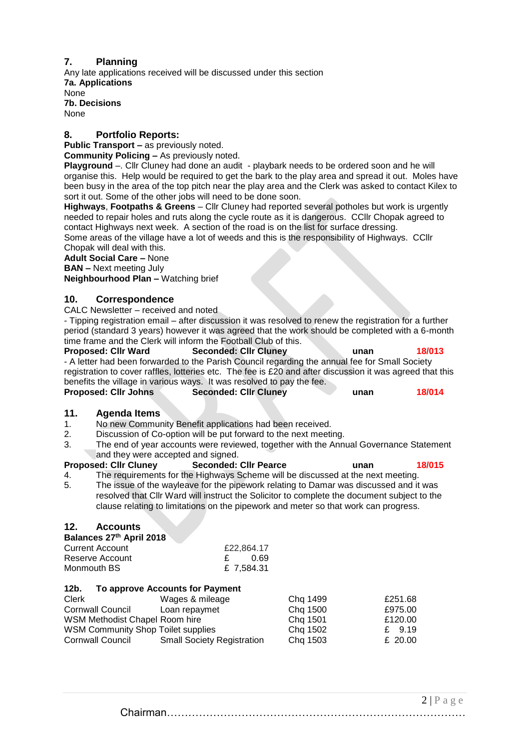## 7. Planning

Any late applications received will be discussed under this section

**7a. Applications**

None

**7b. Decisions**

None

## 8. Portfolio Reports:

**Public Transport –** as previously noted.

**Community Policing –** As previously noted.

**Playground** –. Cllr Cluney had done an audit - playbark needs to be ordered soon and he will organise this. Help would be required to get the bark to the play area and spread it out. Moles have been busy in the area of the top pitch near the play area and the Clerk was asked to contact Kilex to sort it out. Some of the other jobs will need to be done soon.

**Highways**, **Footpaths & Greens** – Cllr Cluney had reported several potholes but work is urgently needed to repair holes and ruts along the cycle route as it is dangerous. CCllr Chopak agreed to contact Highways next week. A section of the road is on the list for surface dressing.

Some areas of the village have a lot of weeds and this is the responsibility of Highways. CCllr Chopak will deal with this.

**Adult Social Care –** None

**BAN –** Next meeting July

**Neighbourhood Plan –** Watching brief

## 10. Correspondence

CALC Newsletter – received and noted

- Tipping registration email – after discussion it was resolved to renew the registration for a further period (standard 3 years) however it was agreed that the work should be completed with a 6-month time frame and the Clerk will inform the Football Club of this.

**Proposed: Cllr Ward** **Seconded: Cllr Cluney** **unan** **18/013**

- A letter had been forwarded to the Parish Council regarding the annual fee for Small Society registration to cover raffles, lotteries etc. The fee is £20 and after discussion it was agreed that this benefits the village in various ways. It was resolved to pay the fee.

**Proposed: Cllr Johns** **Seconded: Cllr Cluney** **unan** **18/014**

## 11. Agenda Items

1. No new Community Benefit applications had been received.
2. Discussion of Co-option will be put forward to the next meeting.
3. The end of year accounts were reviewed, together with the Annual Governance Statement and they were accepted and signed.

**Proposed: Cllr Cluney** **Seconded: Cllr Pearce** **unan** **18/015**

4. The requirements for the Highways Scheme will be discussed at the next meeting.
5. The issue of the wayleave for the pipework relating to Damar was discussed and it was resolved that Cllr Ward will instruct the Solicitor to complete the document subject to the clause relating to limitations on the pipework and meter so that work can progress.

## 12. Accounts

**Balances 27th April 2018**

| | |
|---|---|
| Current Account | £22,864.17 |
| Reserve Account | £ 0.69 |
| Monmouth BS | £ 7,584.31 |

### 12b. To approve Accounts for Payment

| | | | |
|---|---|---|---|
| Clerk | Wages & mileage | Chq 1499 | £251.68 |
| Cornwall Council | Loan repaymet | Chq 1500 | £975.00 |
| WSM Methodist Chapel Room hire | | Chq 1501 | £120.00 |
| WSM Community Shop Toilet supplies | | Chq 1502 | £ 9.19 |
| Cornwall Council | Small Society Registration | Chq 1503 | £ 20.00 |

Chairman……………………………………………………………………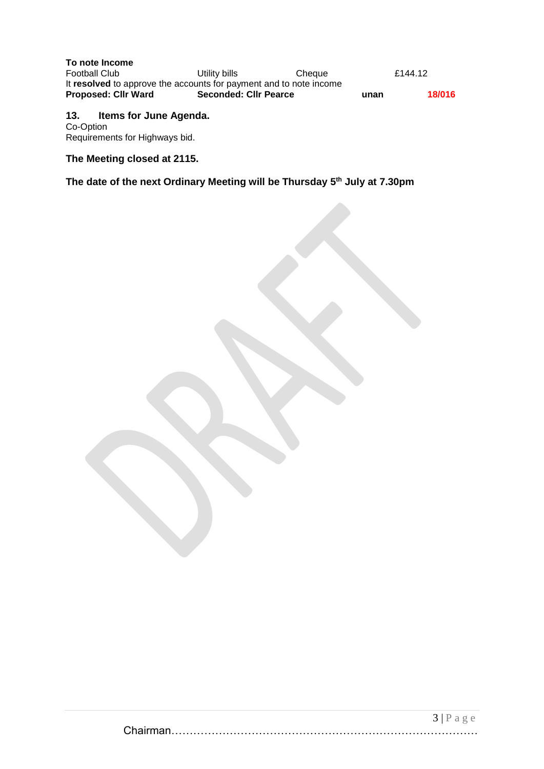**To note Income**

| | | | |
|---|---|---|---|
| Football Club | Utility bills | Cheque | £144.12 |

It **resolved** to approve the accounts for payment and to note income

| | | | |
|---|---|---|---|
| **Proposed: Cllr Ward** | **Seconded: Cllr Pearce** | **unan** | **18/016** |

## 13. Items for June Agenda.

Co-Option
Requirements for Highways bid.

**The Meeting closed at 2115.**

**The date of the next Ordinary Meeting will be Thursday 5th July at 7.30pm**

Chairman……………………………………………………………………………